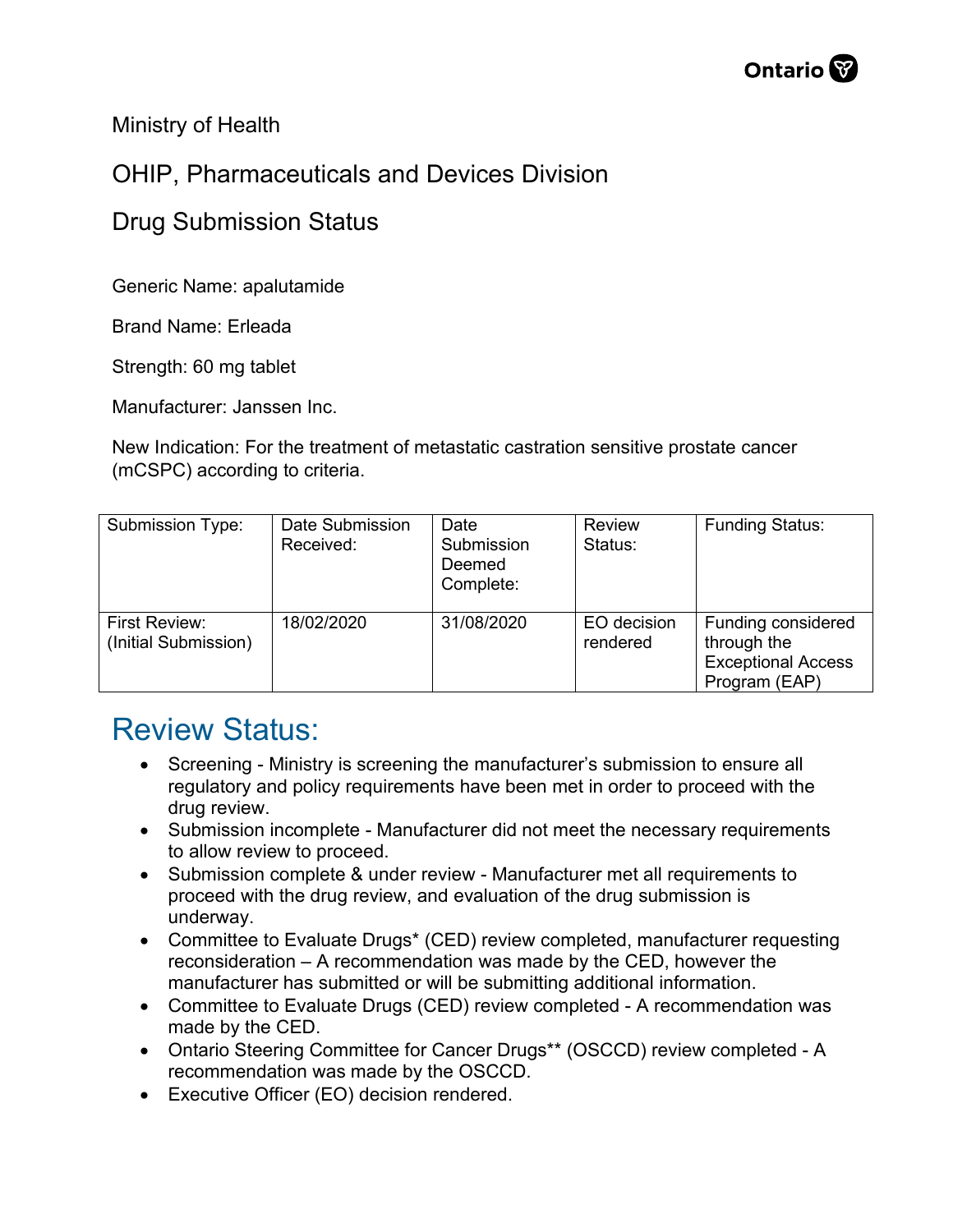Ministry of Health

OHIP, Pharmaceuticals and Devices Division

Drug Submission Status

Generic Name: apalutamide

Brand Name: Erleada

Strength: 60 mg tablet

Manufacturer: Janssen Inc.

New Indication: For the treatment of metastatic castration sensitive prostate cancer (mCSPC) according to criteria.

| Submission Type: | Date Submission Received: | Date Submission Deemed Complete: | Review Status: | Funding Status: |
|---|---|---|---|---|
| First Review: (Initial Submission) | 18/02/2020 | 31/08/2020 | EO decision rendered | Funding considered through the Exceptional Access Program (EAP) |

## Review Status:

- Screening - Ministry is screening the manufacturer's submission to ensure all regulatory and policy requirements have been met in order to proceed with the drug review.
- Submission incomplete - Manufacturer did not meet the necessary requirements to allow review to proceed.
- Submission complete & under review - Manufacturer met all requirements to proceed with the drug review, and evaluation of the drug submission is underway.
- Committee to Evaluate Drugs* (CED) review completed, manufacturer requesting reconsideration – A recommendation was made by the CED, however the manufacturer has submitted or will be submitting additional information.
- Committee to Evaluate Drugs (CED) review completed - A recommendation was made by the CED.
- Ontario Steering Committee for Cancer Drugs** (OSCCD) review completed - A recommendation was made by the OSCCD.
- Executive Officer (EO) decision rendered.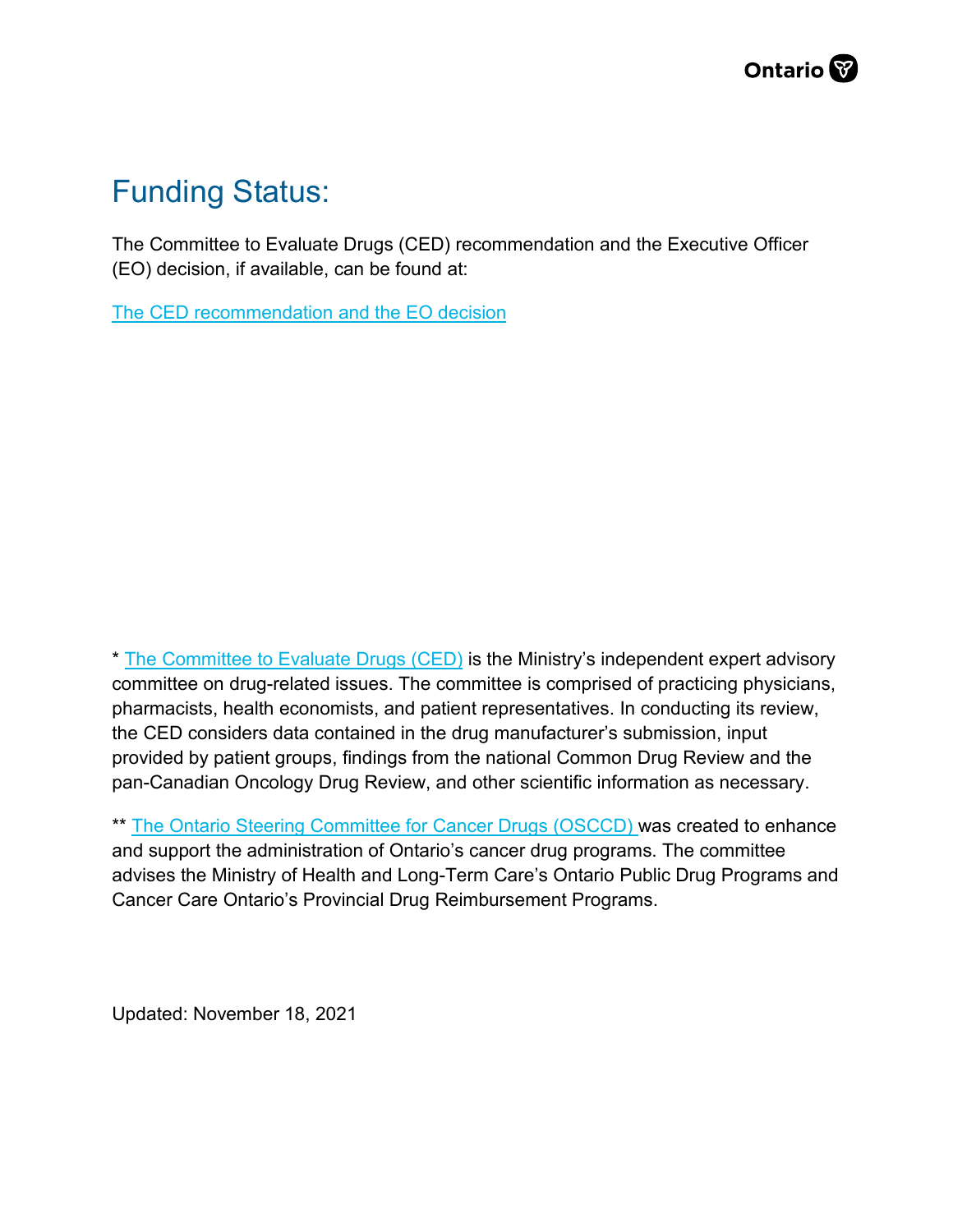## Funding Status:

The Committee to Evaluate Drugs (CED) recommendation and the Executive Officer (EO) decision, if available, can be found at:

The CED recommendation and the EO decision

* The Committee to Evaluate Drugs (CED) is the Ministry's independent expert advisory committee on drug-related issues. The committee is comprised of practicing physicians, pharmacists, health economists, and patient representatives. In conducting its review, the CED considers data contained in the drug manufacturer's submission, input provided by patient groups, findings from the national Common Drug Review and the pan-Canadian Oncology Drug Review, and other scientific information as necessary.

** The Ontario Steering Committee for Cancer Drugs (OSCCD) was created to enhance and support the administration of Ontario's cancer drug programs. The committee advises the Ministry of Health and Long-Term Care's Ontario Public Drug Programs and Cancer Care Ontario's Provincial Drug Reimbursement Programs.

Updated: November 18, 2021